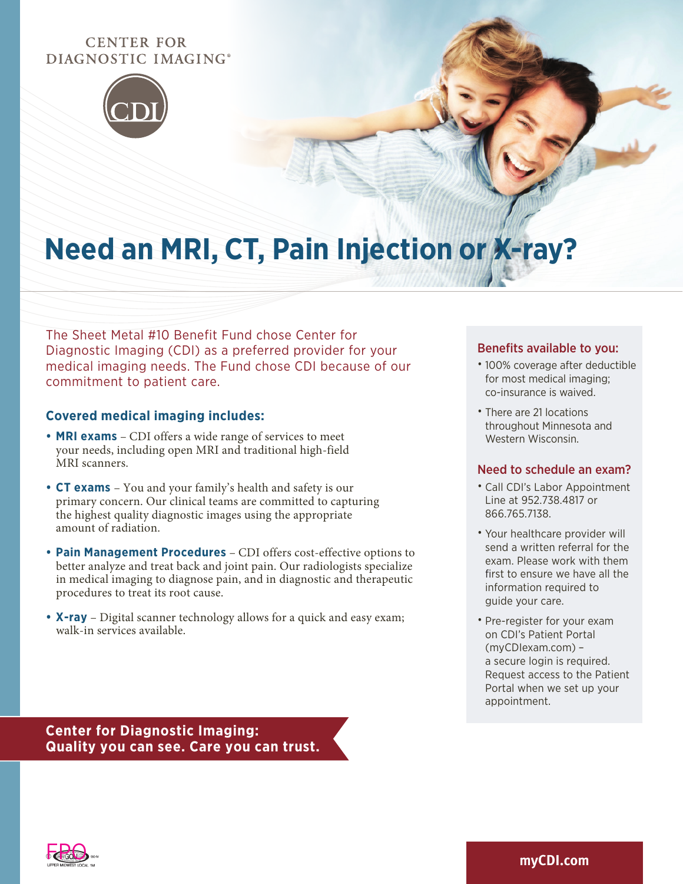CENTER FOR DIAGNOSTIC IMAGING®

CDI

# Need an MRI, CT, Pain Injection or X-ray?

The Sheet Metal #10 Benefit Fund chose Center for Diagnostic Imaging (CDI) as a preferred provider for your medical imaging needs. The Fund chose CDI because of our commitment to patient care.

### Covered medical imaging includes:

- **MRI exams** – CDI offers a wide range of services to meet your needs, including open MRI and traditional high-field MRI scanners.
- **CT exams** – You and your family's health and safety is our primary concern. Our clinical teams are committed to capturing the highest quality diagnostic images using the appropriate amount of radiation.
- **Pain Management Procedures** – CDI offers cost-effective options to better analyze and treat back and joint pain. Our radiologists specialize in medical imaging to diagnose pain, and in diagnostic and therapeutic procedures to treat its root cause.
- **X-ray** – Digital scanner technology allows for a quick and easy exam; walk-in services available.

### Benefits available to you:

- 100% coverage after deductible for most medical imaging; co-insurance is waived.
- There are 21 locations throughout Minnesota and Western Wisconsin.

### Need to schedule an exam?

- Call CDI's Labor Appointment Line at 952.738.4817 or 866.765.7138.
- Your healthcare provider will send a written referral for the exam. Please work with them first to ensure we have all the information required to guide your care.
- Pre-register for your exam on CDI's Patient Portal (myCDIexam.com) – a secure login is required. Request access to the Patient Portal when we set up your appointment.

**Center for Diagnostic Imaging: Quality you can see. Care you can trust.**

**myCDI.com**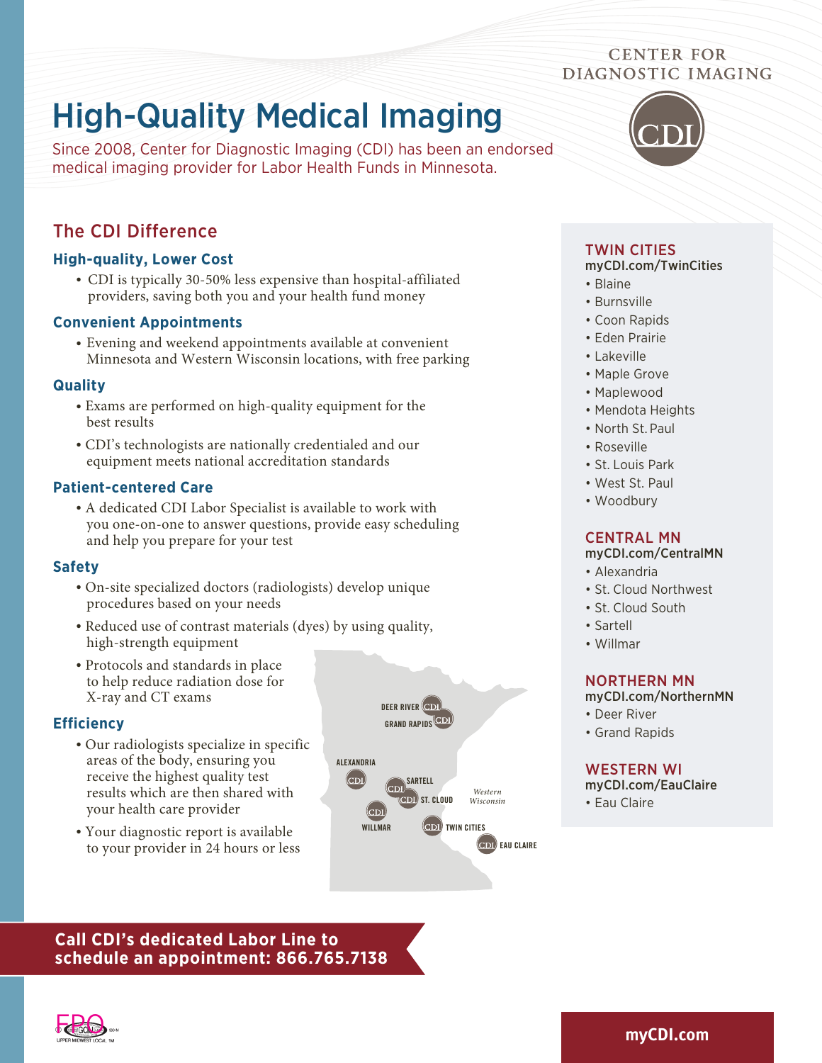CENTER FOR
DIAGNOSTIC IMAGING

CDI

# High-Quality Medical Imaging

Since 2008, Center for Diagnostic Imaging (CDI) has been an endorsed medical imaging provider for Labor Health Funds in Minnesota.

## The CDI Difference

### High-quality, Lower Cost

- CDI is typically 30-50% less expensive than hospital-affiliated providers, saving both you and your health fund money

### Convenient Appointments

- Evening and weekend appointments available at convenient Minnesota and Western Wisconsin locations, with free parking

### Quality

- Exams are performed on high-quality equipment for the best results
- CDI's technologists are nationally credentialed and our equipment meets national accreditation standards

### Patient-centered Care

- A dedicated CDI Labor Specialist is available to work with you one-on-one to answer questions, provide easy scheduling and help you prepare for your test

### Safety

- On-site specialized doctors (radiologists) develop unique procedures based on your needs
- Reduced use of contrast materials (dyes) by using quality, high-strength equipment
- Protocols and standards in place to help reduce radiation dose for X-ray and CT exams

### Efficiency

- Our radiologists specialize in specific areas of the body, ensuring you receive the highest quality test results which are then shared with your health care provider
- Your diagnostic report is available to your provider in 24 hours or less

DEER RIVER
GRAND RAPIDS
ALEXANDRIA
SARTELL
ST. CLOUD
WILLMAR
TWIN CITIES
EAU CLAIRE
*Western Wisconsin*

## TWIN CITIES

**myCDI.com/TwinCities**

- Blaine
- Burnsville
- Coon Rapids
- Eden Prairie
- Lakeville
- Maple Grove
- Maplewood
- Mendota Heights
- North St. Paul
- Roseville
- St. Louis Park
- West St. Paul
- Woodbury

## CENTRAL MN

**myCDI.com/CentralMN**

- Alexandria
- St. Cloud Northwest
- St. Cloud South
- Sartell
- Willmar

## NORTHERN MN

**myCDI.com/NorthernMN**

- Deer River
- Grand Rapids

## WESTERN WI

**myCDI.com/EauClaire**

- Eau Claire

**Call CDI's dedicated Labor Line to schedule an appointment: 866.765.7138**

**myCDI.com**